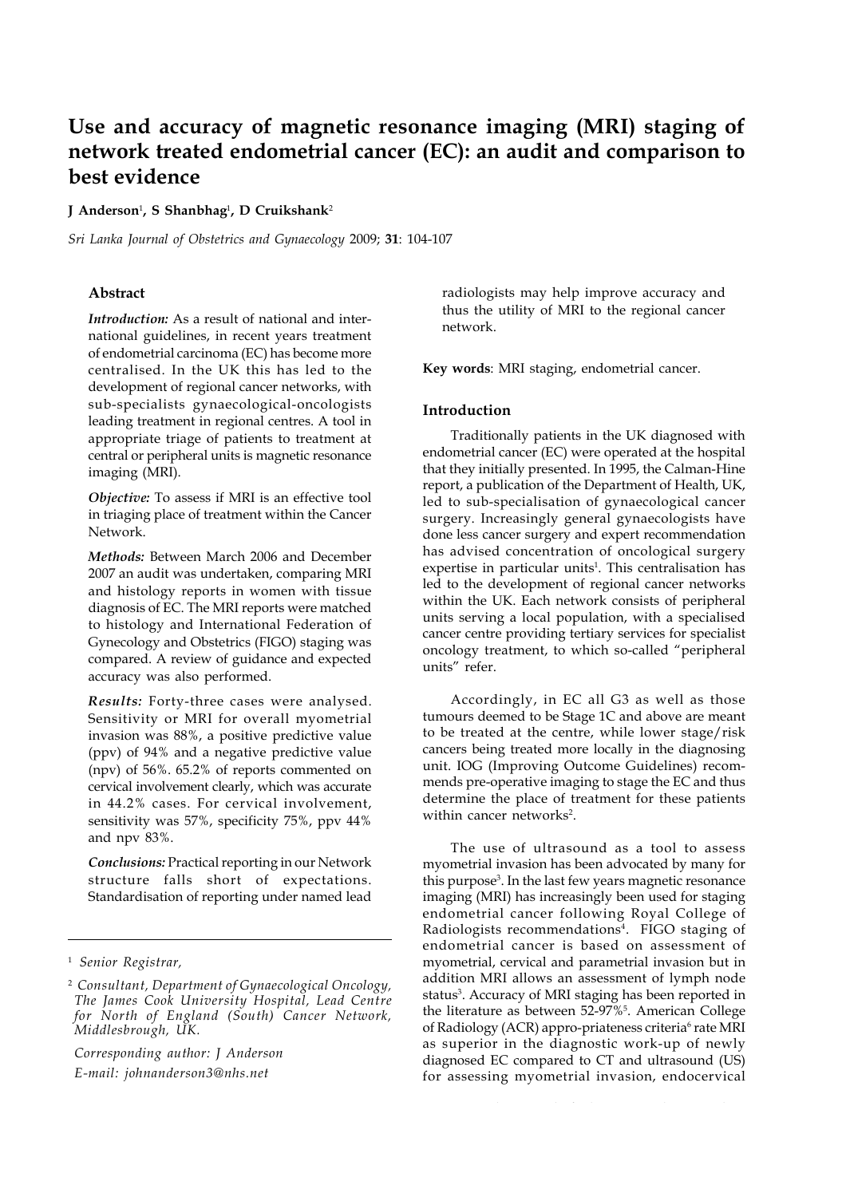# Use and accuracy of magnetic resonance imaging (MRI) staging of network treated endometrial cancer (EC): an audit and comparison to best evidence

**J Anderson**[1], **S Shanbhag**[1], **D Cruikshank**[2]

*Sri Lanka Journal of Obstetrics and Gynaecology* 2009; **31**: 104-107

## Abstract

***Introduction:*** As a result of national and international guidelines, in recent years treatment of endometrial carcinoma (EC) has become more centralised. In the UK this has led to the development of regional cancer networks, with sub-specialists gynaecological-oncologists leading treatment in regional centres. A tool in appropriate triage of patients to treatment at central or peripheral units is magnetic resonance imaging (MRI).

***Objective:*** To assess if MRI is an effective tool in triaging place of treatment within the Cancer Network.

***Methods:*** Between March 2006 and December 2007 an audit was undertaken, comparing MRI and histology reports in women with tissue diagnosis of EC. The MRI reports were matched to histology and International Federation of Gynecology and Obstetrics (FIGO) staging was compared. A review of guidance and expected accuracy was also performed.

***Results:*** Forty-three cases were analysed. Sensitivity or MRI for overall myometrial invasion was 88%, a positive predictive value (ppv) of 94% and a negative predictive value (npv) of 56%. 65.2% of reports commented on cervical involvement clearly, which was accurate in 44.2% cases. For cervical involvement, sensitivity was 57%, specificity 75%, ppv 44% and npv 83%.

***Conclusions:*** Practical reporting in our Network structure falls short of expectations. Standardisation of reporting under named lead radiologists may help improve accuracy and thus the utility of MRI to the regional cancer network.

**Key words**: MRI staging, endometrial cancer.

## Introduction

Traditionally patients in the UK diagnosed with endometrial cancer (EC) were operated at the hospital that they initially presented. In 1995, the Calman-Hine report, a publication of the Department of Health, UK, led to sub-specialisation of gynaecological cancer surgery. Increasingly general gynaecologists have done less cancer surgery and expert recommendation has advised concentration of oncological surgery expertise in particular units[1]. This centralisation has led to the development of regional cancer networks within the UK. Each network consists of peripheral units serving a local population, with a specialised cancer centre providing tertiary services for specialist oncology treatment, to which so-called "peripheral units" refer.

Accordingly, in EC all G3 as well as those tumours deemed to be Stage 1C and above are meant to be treated at the centre, while lower stage/risk cancers being treated more locally in the diagnosing unit. IOG (Improving Outcome Guidelines) recommends pre-operative imaging to stage the EC and thus determine the place of treatment for these patients within cancer networks[2].

The use of ultrasound as a tool to assess myometrial invasion has been advocated by many for this purpose[3]. In the last few years magnetic resonance imaging (MRI) has increasingly been used for staging endometrial cancer following Royal College of Radiologists recommendations[4]. FIGO staging of endometrial cancer is based on assessment of myometrial, cervical and parametrial invasion but in addition MRI allows an assessment of lymph node status[3]. Accuracy of MRI staging has been reported in the literature as between 52-97%[5]. American College of Radiology (ACR) appro-priateness criteria[6] rate MRI as superior in the diagnostic work-up of newly diagnosed EC compared to CT and ultrasound (US) for assessing myometrial invasion, endocervical

---

[1] *Senior Registrar,*

[2] *Consultant, Department of Gynaecological Oncology, The James Cook University Hospital, Lead Centre for North of England (South) Cancer Network, Middlesbrough, UK.*

*Corresponding author: J Anderson*
*E-mail: johnanderson3@nhs.net*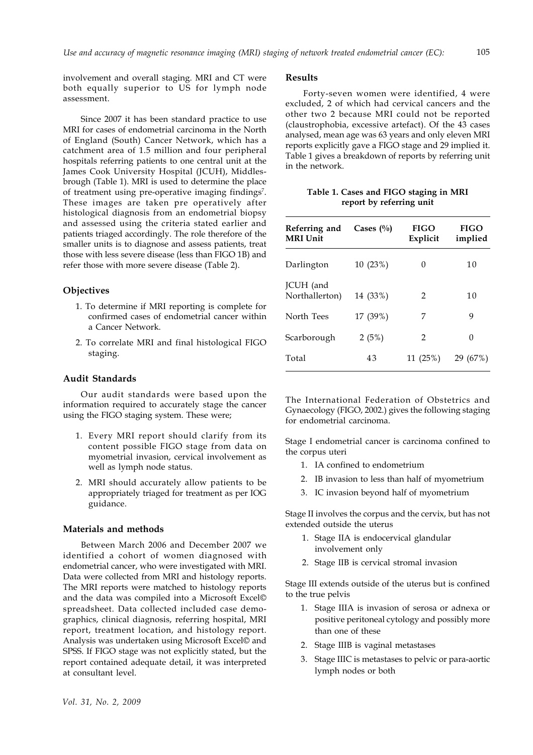involvement and overall staging. MRI and CT were both equally superior to US for lymph node assessment.

Since 2007 it has been standard practice to use MRI for cases of endometrial carcinoma in the North of England (South) Cancer Network, which has a catchment area of 1.5 million and four peripheral hospitals referring patients to one central unit at the James Cook University Hospital (JCUH), Middlesbrough (Table 1). MRI is used to determine the place of treatment using pre-operative imaging findings[7]. These images are taken pre operatively after histological diagnosis from an endometrial biopsy and assessed using the criteria stated earlier and patients triaged accordingly. The role therefore of the smaller units is to diagnose and assess patients, treat those with less severe disease (less than FIGO 1B) and refer those with more severe disease (Table 2).

## Objectives

1. To determine if MRI reporting is complete for confirmed cases of endometrial cancer within a Cancer Network.
2. To correlate MRI and final histological FIGO staging.

## Audit Standards

Our audit standards were based upon the information required to accurately stage the cancer using the FIGO staging system. These were;

1. Every MRI report should clarify from its content possible FIGO stage from data on myometrial invasion, cervical involvement as well as lymph node status.
2. MRI should accurately allow patients to be appropriately triaged for treatment as per IOG guidance.

## Materials and methods

Between March 2006 and December 2007 we identified a cohort of women diagnosed with endometrial cancer, who were investigated with MRI. Data were collected from MRI and histology reports. The MRI reports were matched to histology reports and the data was compiled into a Microsoft Excel© spreadsheet. Data collected included case demographics, clinical diagnosis, referring hospital, MRI report, treatment location, and histology report. Analysis was undertaken using Microsoft Excel© and SPSS. If FIGO stage was not explicitly stated, but the report contained adequate detail, it was interpreted at consultant level.

## Results

Forty-seven women were identified, 4 were excluded, 2 of which had cervical cancers and the other two 2 because MRI could not be reported (claustrophobia, excessive artefact). Of the 43 cases analysed, mean age was 63 years and only eleven MRI reports explicitly gave a FIGO stage and 29 implied it. Table 1 gives a breakdown of reports by referring unit in the network.

**Table 1. Cases and FIGO staging in MRI report by referring unit**

| Referring and MRI Unit | Cases (%) | FIGO Explicit | FIGO implied |
|---|---|---|---|
| Darlington | 10 (23%) | 0 | 10 |
| JCUH (and Northallerton) | 14 (33%) | 2 | 10 |
| North Tees | 17 (39%) | 7 | 9 |
| Scarborough | 2 (5%) | 2 | 0 |
| Total | 43 | 11 (25%) | 29 (67%) |

The International Federation of Obstetrics and Gynaecology (FIGO, 2002.) gives the following staging for endometrial carcinoma.

Stage I endometrial cancer is carcinoma confined to the corpus uteri

1. IA confined to endometrium
2. IB invasion to less than half of myometrium
3. IC invasion beyond half of myometrium

Stage II involves the corpus and the cervix, but has not extended outside the uterus

1. Stage IIA is endocervical glandular involvement only
2. Stage IIB is cervical stromal invasion

Stage III extends outside of the uterus but is confined to the true pelvis

1. Stage IIIA is invasion of serosa or adnexa or positive peritoneal cytology and possibly more than one of these
2. Stage IIIB is vaginal metastases
3. Stage IIIC is metastases to pelvic or para-aortic lymph nodes or both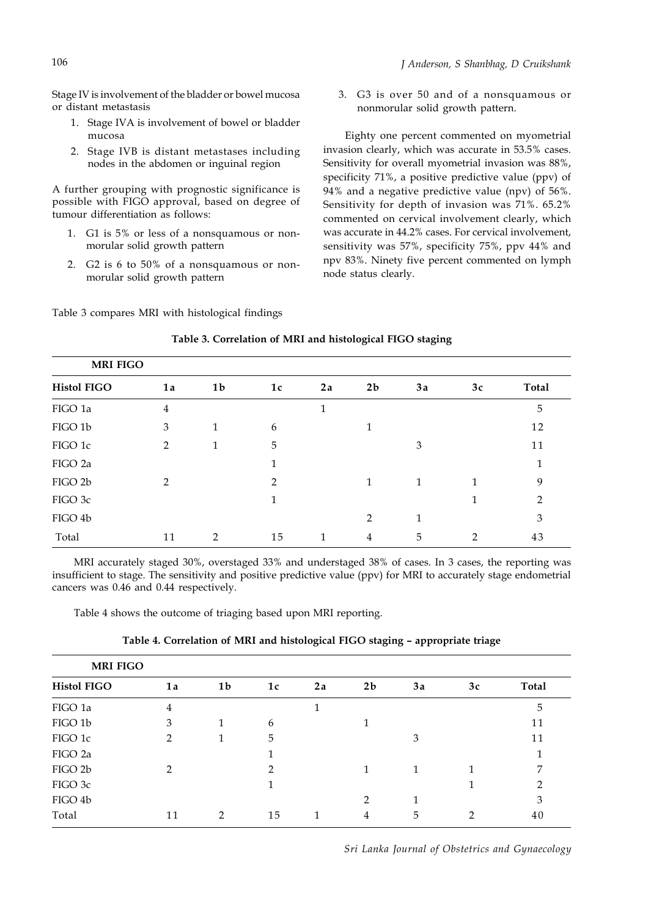Stage IV is involvement of the bladder or bowel mucosa or distant metastasis

1. Stage IVA is involvement of bowel or bladder mucosa
2. Stage IVB is distant metastases including nodes in the abdomen or inguinal region

A further grouping with prognostic significance is possible with FIGO approval, based on degree of tumour differentiation as follows:

1. G1 is 5% or less of a nonsquamous or non-morular solid growth pattern
2. G2 is 6 to 50% of a nonsquamous or non-morular solid growth pattern
3. G3 is over 50 and of a nonsquamous or nonmorular solid growth pattern.

Eighty one percent commented on myometrial invasion clearly, which was accurate in 53.5% cases. Sensitivity for overall myometrial invasion was 88%, specificity 71%, a positive predictive value (ppv) of 94% and a negative predictive value (npv) of 56%. Sensitivity for depth of invasion was 71%. 65.2% commented on cervical involvement clearly, which was accurate in 44.2% cases. For cervical involvement, sensitivity was 57%, specificity 75%, ppv 44% and npv 83%. Ninety five percent commented on lymph node status clearly.

Table 3 compares MRI with histological findings

**Table 3. Correlation of MRI and histological FIGO staging**

| MRI FIGO | | | | | | | | |
|---|---|---|---|---|---|---|---|---|
| **Histol FIGO** | **1a** | **1b** | **1c** | **2a** | **2b** | **3a** | **3c** | **Total** |
| FIGO 1a | 4 | | | 1 | | | | 5 |
| FIGO 1b | 3 | 1 | 6 | | 1 | | | 12 |
| FIGO 1c | 2 | 1 | 5 | | | 3 | | 11 |
| FIGO 2a | | | 1 | | | | | 1 |
| FIGO 2b | 2 | | 2 | | 1 | 1 | 1 | 9 |
| FIGO 3c | | | 1 | | | | 1 | 2 |
| FIGO 4b | | | | | 2 | 1 | | 3 |
| Total | 11 | 2 | 15 | 1 | 4 | 5 | 2 | 43 |

MRI accurately staged 30%, overstaged 33% and understaged 38% of cases. In 3 cases, the reporting was insufficient to stage. The sensitivity and positive predictive value (ppv) for MRI to accurately stage endometrial cancers was 0.46 and 0.44 respectively.

Table 4 shows the outcome of triaging based upon MRI reporting.

**Table 4. Correlation of MRI and histological FIGO staging – appropriate triage**

| MRI FIGO | | | | | | | | |
|---|---|---|---|---|---|---|---|---|
| **Histol FIGO** | **1a** | **1b** | **1c** | **2a** | **2b** | **3a** | **3c** | **Total** |
| FIGO 1a | 4 | | | 1 | | | | 5 |
| FIGO 1b | 3 | 1 | 6 | | 1 | | | 11 |
| FIGO 1c | 2 | 1 | 5 | | | 3 | | 11 |
| FIGO 2a | | | 1 | | | | | 1 |
| FIGO 2b | 2 | | 2 | | 1 | 1 | 1 | 7 |
| FIGO 3c | | | 1 | | | | 1 | 2 |
| FIGO 4b | | | | | 2 | 1 | | 3 |
| Total | 11 | 2 | 15 | 1 | 4 | 5 | 2 | 40 |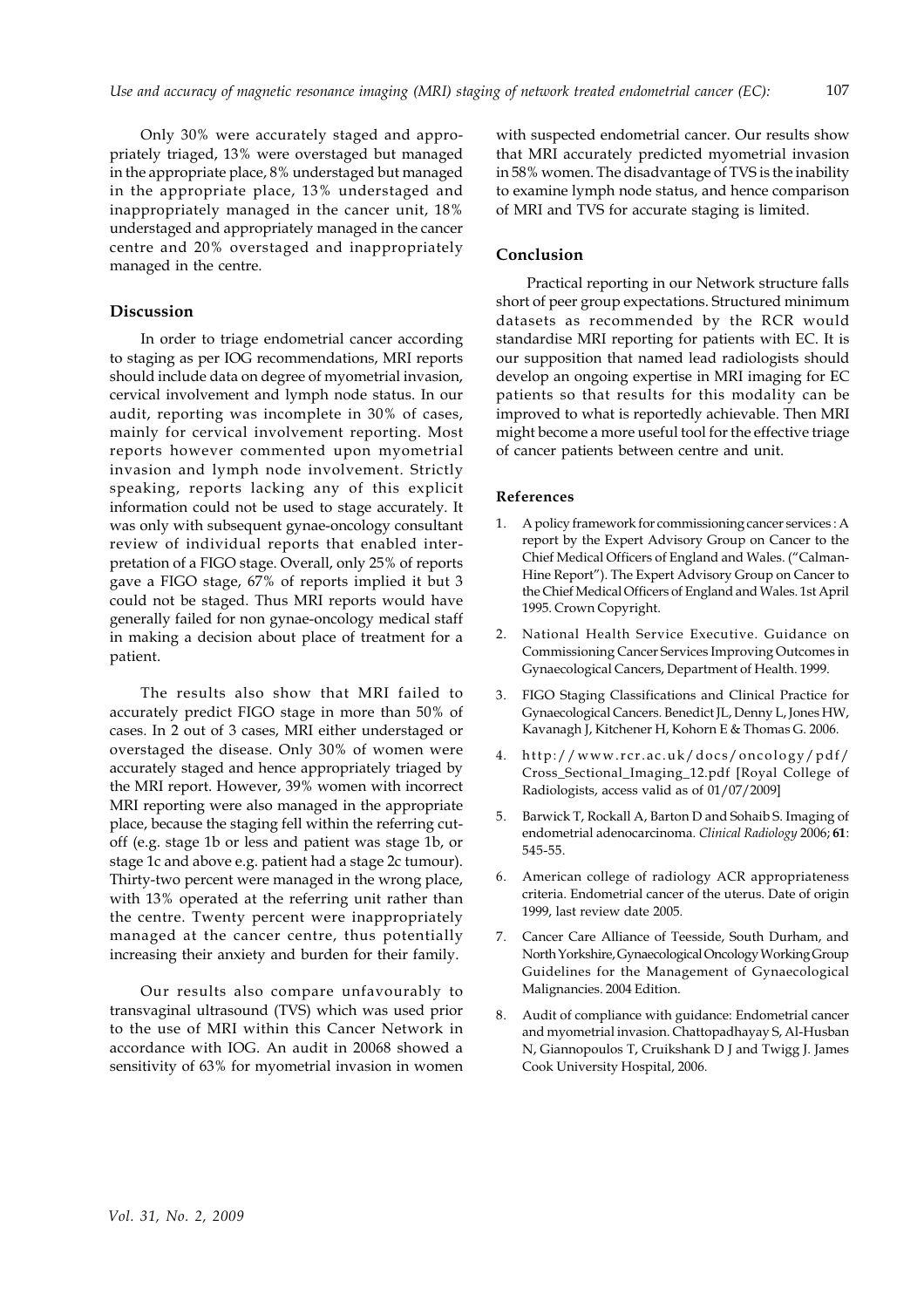Only 30% were accurately staged and appropriately triaged, 13% were overstaged but managed in the appropriate place, 8% understaged but managed in the appropriate place, 13% understaged and inappropriately managed in the cancer unit, 18% understaged and appropriately managed in the cancer centre and 20% overstaged and inappropriately managed in the centre.

## Discussion

In order to triage endometrial cancer according to staging as per IOG recommendations, MRI reports should include data on degree of myometrial invasion, cervical involvement and lymph node status. In our audit, reporting was incomplete in 30% of cases, mainly for cervical involvement reporting. Most reports however commented upon myometrial invasion and lymph node involvement. Strictly speaking, reports lacking any of this explicit information could not be used to stage accurately. It was only with subsequent gynae-oncology consultant review of individual reports that enabled interpretation of a FIGO stage. Overall, only 25% of reports gave a FIGO stage, 67% of reports implied it but 3 could not be staged. Thus MRI reports would have generally failed for non gynae-oncology medical staff in making a decision about place of treatment for a patient.

The results also show that MRI failed to accurately predict FIGO stage in more than 50% of cases. In 2 out of 3 cases, MRI either understaged or overstaged the disease. Only 30% of women were accurately staged and hence appropriately triaged by the MRI report. However, 39% women with incorrect MRI reporting were also managed in the appropriate place, because the staging fell within the referring cut-off (e.g. stage 1b or less and patient was stage 1b, or stage 1c and above e.g. patient had a stage 2c tumour). Thirty-two percent were managed in the wrong place, with 13% operated at the referring unit rather than the centre. Twenty percent were inappropriately managed at the cancer centre, thus potentially increasing their anxiety and burden for their family.

Our results also compare unfavourably to transvaginal ultrasound (TVS) which was used prior to the use of MRI within this Cancer Network in accordance with IOG. An audit in 2006[8] showed a sensitivity of 63% for myometrial invasion in women with suspected endometrial cancer. Our results show that MRI accurately predicted myometrial invasion in 58% women. The disadvantage of TVS is the inability to examine lymph node status, and hence comparison of MRI and TVS for accurate staging is limited.

## Conclusion

Practical reporting in our Network structure falls short of peer group expectations. Structured minimum datasets as recommended by the RCR would standardise MRI reporting for patients with EC. It is our supposition that named lead radiologists should develop an ongoing expertise in MRI imaging for EC patients so that results for this modality can be improved to what is reportedly achievable. Then MRI might become a more useful tool for the effective triage of cancer patients between centre and unit.

### References

1. A policy framework for commissioning cancer services : A report by the Expert Advisory Group on Cancer to the Chief Medical Officers of England and Wales. ("Calman-Hine Report"). The Expert Advisory Group on Cancer to the Chief Medical Officers of England and Wales. 1st April 1995. Crown Copyright.
2. National Health Service Executive. Guidance on Commissioning Cancer Services Improving Outcomes in Gynaecological Cancers, Department of Health. 1999.
3. FIGO Staging Classifications and Clinical Practice for Gynaecological Cancers. Benedict JL, Denny L, Jones HW, Kavanagh J, Kitchener H, Kohorn E & Thomas G. 2006.
4. http://www.rcr.ac.uk/docs/oncology/pdf/Cross_Sectional_Imaging_12.pdf [Royal College of Radiologists, access valid as of 01/07/2009]
5. Barwick T, Rockall A, Barton D and Sohaib S. Imaging of endometrial adenocarcinoma. *Clinical Radiology* 2006; **61**: 545-55.
6. American college of radiology ACR appropriateness criteria. Endometrial cancer of the uterus. Date of origin 1999, last review date 2005.
7. Cancer Care Alliance of Teesside, South Durham, and North Yorkshire, Gynaecological Oncology Working Group Guidelines for the Management of Gynaecological Malignancies. 2004 Edition.
8. Audit of compliance with guidance: Endometrial cancer and myometrial invasion. Chattopadhayay S, Al-Husban N, Giannopoulos T, Cruikshank D J and Twigg J. James Cook University Hospital, 2006.